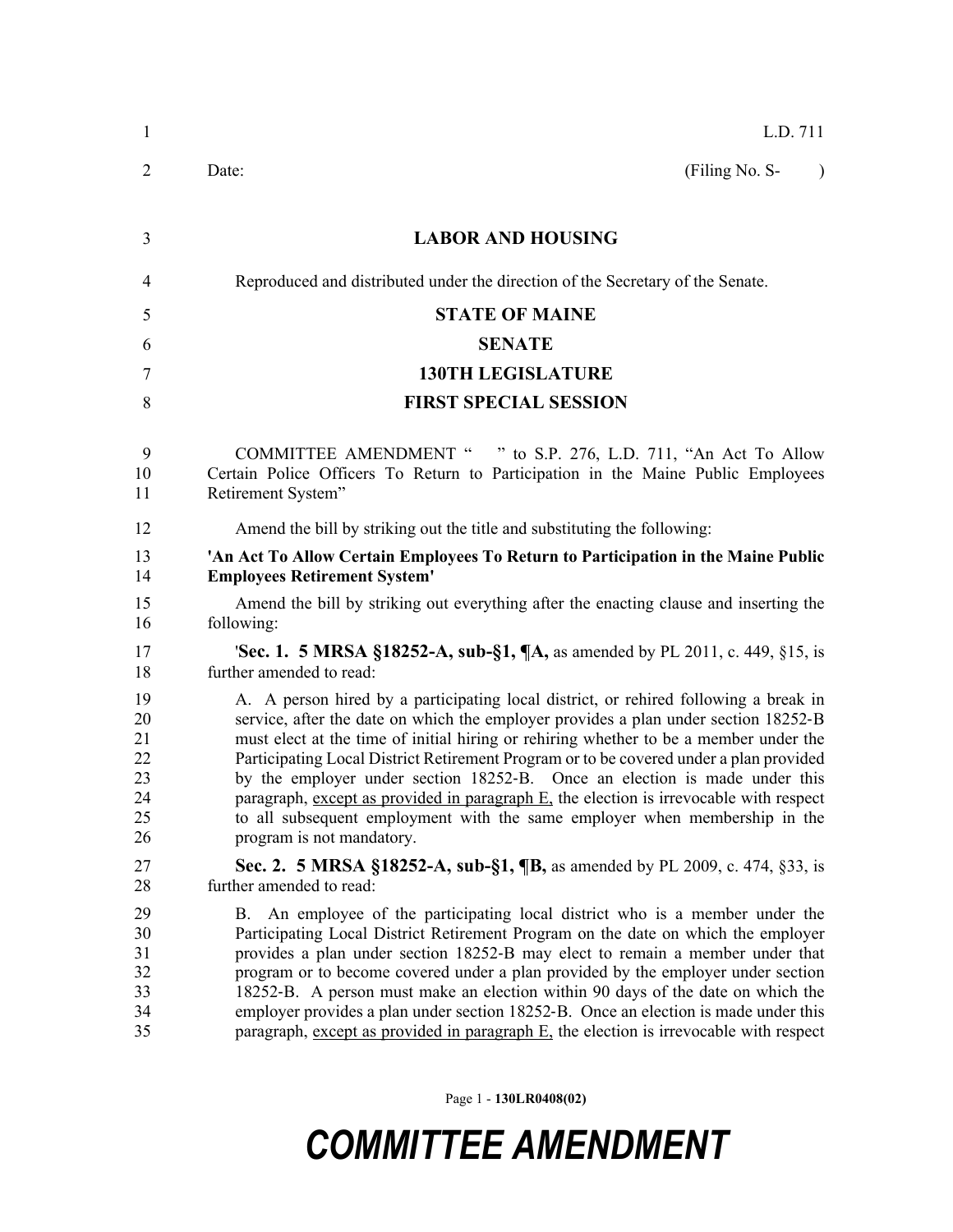L.D. 711

Date: (Filing No. S- )

# LABOR AND HOUSING

Reproduced and distributed under the direction of the Secretary of the Senate.

## STATE OF MAINE

## SENATE

## 130TH LEGISLATURE

## FIRST SPECIAL SESSION

COMMITTEE AMENDMENT " " to S.P. 276, L.D. 711, "An Act To Allow Certain Police Officers To Return to Participation in the Maine Public Employees Retirement System"

Amend the bill by striking out the title and substituting the following:

**'An Act To Allow Certain Employees To Return to Participation in the Maine Public Employees Retirement System'**

Amend the bill by striking out everything after the enacting clause and inserting the following:

'**Sec. 1. 5 MRSA §18252-A, sub-§1, ¶A,** as amended by PL 2011, c. 449, §15, is further amended to read:

A. A person hired by a participating local district, or rehired following a break in service, after the date on which the employer provides a plan under section 18252-B must elect at the time of initial hiring or rehiring whether to be a member under the Participating Local District Retirement Program or to be covered under a plan provided by the employer under section 18252-B. Once an election is made under this paragraph, <u>except as provided in paragraph E,</u> the election is irrevocable with respect to all subsequent employment with the same employer when membership in the program is not mandatory.

**Sec. 2. 5 MRSA §18252-A, sub-§1, ¶B,** as amended by PL 2009, c. 474, §33, is further amended to read:

B. An employee of the participating local district who is a member under the Participating Local District Retirement Program on the date on which the employer provides a plan under section 18252-B may elect to remain a member under that program or to become covered under a plan provided by the employer under section 18252-B. A person must make an election within 90 days of the date on which the employer provides a plan under section 18252-B. Once an election is made under this paragraph, <u>except as provided in paragraph E,</u> the election is irrevocable with respect

Page 1 - **130LR0408(02)**

***COMMITTEE AMENDMENT***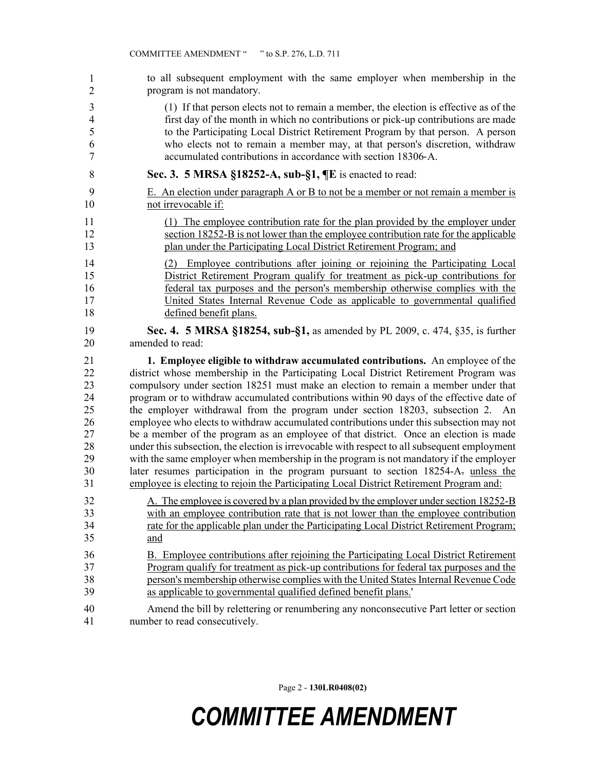to all subsequent employment with the same employer when membership in the program is not mandatory.

(1) If that person elects not to remain a member, the election is effective as of the first day of the month in which no contributions or pick-up contributions are made to the Participating Local District Retirement Program by that person. A person who elects not to remain a member may, at that person's discretion, withdraw accumulated contributions in accordance with section 18306-A.

**Sec. 3. 5 MRSA §18252-A, sub-§1, ¶E** is enacted to read:

E. An election under paragraph A or B to not be a member or not remain a member is not irrevocable if:

(1) The employee contribution rate for the plan provided by the employer under section 18252-B is not lower than the employee contribution rate for the applicable plan under the Participating Local District Retirement Program; and

(2) Employee contributions after joining or rejoining the Participating Local District Retirement Program qualify for treatment as pick-up contributions for federal tax purposes and the person's membership otherwise complies with the United States Internal Revenue Code as applicable to governmental qualified defined benefit plans.

**Sec. 4. 5 MRSA §18254, sub-§1,** as amended by PL 2009, c. 474, §35, is further amended to read:

**1. Employee eligible to withdraw accumulated contributions.** An employee of the district whose membership in the Participating Local District Retirement Program was compulsory under section 18251 must make an election to remain a member under that program or to withdraw accumulated contributions within 90 days of the effective date of the employer withdrawal from the program under section 18203, subsection 2. An employee who elects to withdraw accumulated contributions under this subsection may not be a member of the program as an employee of that district. Once an election is made under this subsection, the election is irrevocable with respect to all subsequent employment with the same employer when membership in the program is not mandatory if the employer later resumes participation in the program pursuant to section 18254-A. unless the employee is electing to rejoin the Participating Local District Retirement Program and:

A. The employee is covered by a plan provided by the employer under section 18252-B with an employee contribution rate that is not lower than the employee contribution rate for the applicable plan under the Participating Local District Retirement Program; and

B. Employee contributions after rejoining the Participating Local District Retirement Program qualify for treatment as pick-up contributions for federal tax purposes and the person's membership otherwise complies with the United States Internal Revenue Code as applicable to governmental qualified defined benefit plans.'

Amend the bill by relettering or renumbering any nonconsecutive Part letter or section number to read consecutively.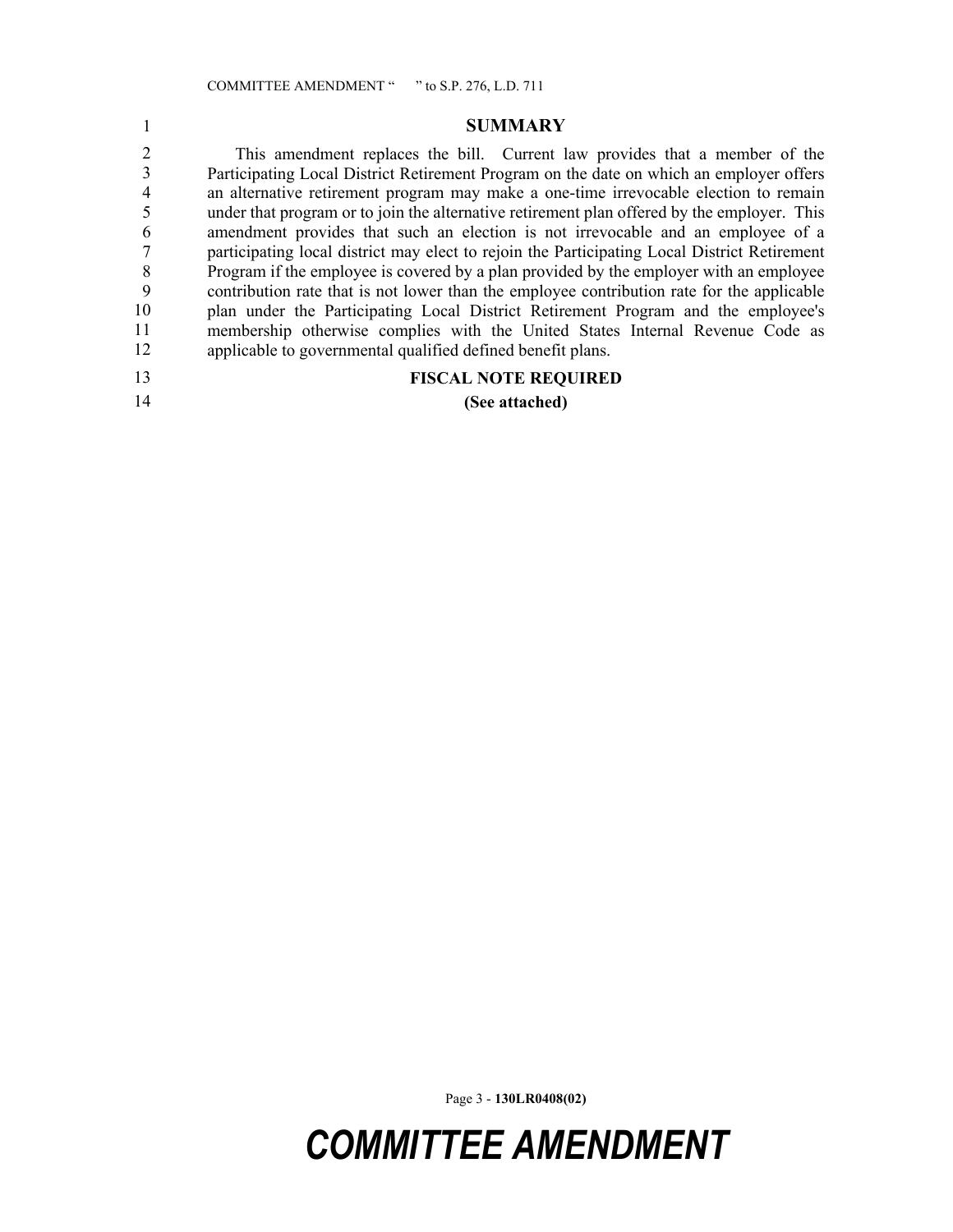## SUMMARY

This amendment replaces the bill. Current law provides that a member of the Participating Local District Retirement Program on the date on which an employer offers an alternative retirement program may make a one-time irrevocable election to remain under that program or to join the alternative retirement plan offered by the employer. This amendment provides that such an election is not irrevocable and an employee of a participating local district may elect to rejoin the Participating Local District Retirement Program if the employee is covered by a plan provided by the employer with an employee contribution rate that is not lower than the employee contribution rate for the applicable plan under the Participating Local District Retirement Program and the employee's membership otherwise complies with the United States Internal Revenue Code as applicable to governmental qualified defined benefit plans.

**FISCAL NOTE REQUIRED**

**(See attached)**